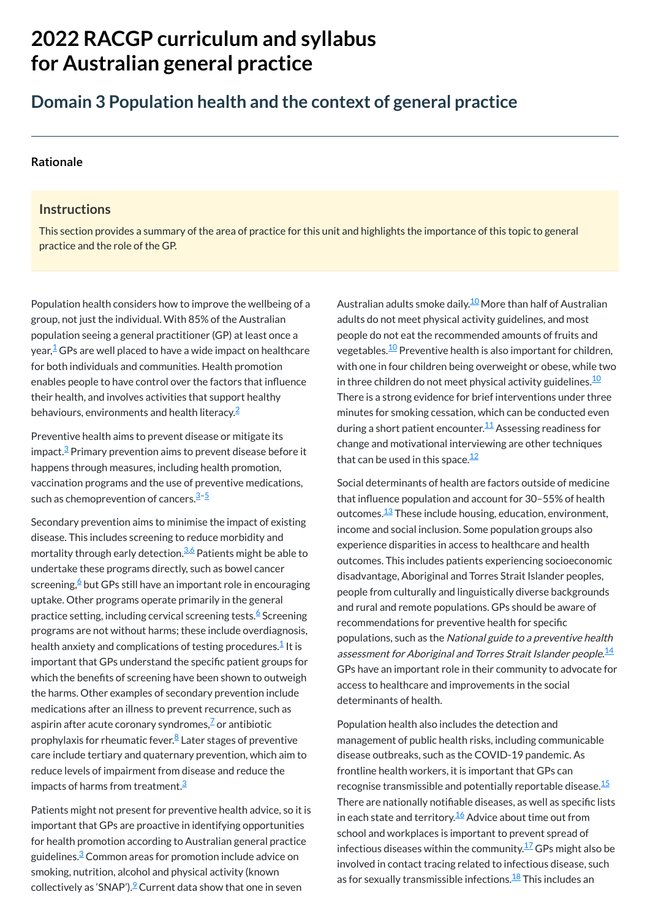# 2022 RACGP curriculum and syllabus for Australian general practice

## Domain 3 Population health and the context of general practice

### Rationale

#### Instructions

This section provides a summary of the area of practice for this unit and highlights the importance of this topic to general practice and the role of the GP.

Population health considers how to improve the wellbeing of a group, not just the individual. With 85% of the Australian population seeing a general practitioner (GP) at least once a year,[1] GPs are well placed to have a wide impact on healthcare for both individuals and communities. Health promotion enables people to have control over the factors that influence their health, and involves activities that support healthy behaviours, environments and health literacy.[2]

Preventive health aims to prevent disease or mitigate its impact.[3] Primary prevention aims to prevent disease before it happens through measures, including health promotion, vaccination programs and the use of preventive medications, such as chemoprevention of cancers.[3–5]

Secondary prevention aims to minimise the impact of existing disease. This includes screening to reduce morbidity and mortality through early detection.[3,6] Patients might be able to undertake these programs directly, such as bowel cancer screening,[6] but GPs still have an important role in encouraging uptake. Other programs operate primarily in the general practice setting, including cervical screening tests.[6] Screening programs are not without harms; these include overdiagnosis, health anxiety and complications of testing procedures.[1] It is important that GPs understand the specific patient groups for which the benefits of screening have been shown to outweigh the harms. Other examples of secondary prevention include medications after an illness to prevent recurrence, such as aspirin after acute coronary syndromes,[7] or antibiotic prophylaxis for rheumatic fever.[8] Later stages of preventive care include tertiary and quaternary prevention, which aim to reduce levels of impairment from disease and reduce the impacts of harms from treatment.[3]

Patients might not present for preventive health advice, so it is important that GPs are proactive in identifying opportunities for health promotion according to Australian general practice guidelines.[3] Common areas for promotion include advice on smoking, nutrition, alcohol and physical activity (known collectively as 'SNAP').[9] Current data show that one in seven Australian adults smoke daily.[10] More than half of Australian adults do not meet physical activity guidelines, and most people do not eat the recommended amounts of fruits and vegetables.[10] Preventive health is also important for children, with one in four children being overweight or obese, while two in three children do not meet physical activity guidelines.[10] There is a strong evidence for brief interventions under three minutes for smoking cessation, which can be conducted even during a short patient encounter.[11] Assessing readiness for change and motivational interviewing are other techniques that can be used in this space.[12]

Social determinants of health are factors outside of medicine that influence population and account for 30–55% of health outcomes.[13] These include housing, education, environment, income and social inclusion. Some population groups also experience disparities in access to healthcare and health outcomes. This includes patients experiencing socioeconomic disadvantage, Aboriginal and Torres Strait Islander peoples, people from culturally and linguistically diverse backgrounds and rural and remote populations. GPs should be aware of recommendations for preventive health for specific populations, such as the *National guide to a preventive health assessment for Aboriginal and Torres Strait Islander people*.[14] GPs have an important role in their community to advocate for access to healthcare and improvements in the social determinants of health.

Population health also includes the detection and management of public health risks, including communicable disease outbreaks, such as the COVID-19 pandemic. As frontline health workers, it is important that GPs can recognise transmissible and potentially reportable disease.[15] There are nationally notifiable diseases, as well as specific lists in each state and territory.[16] Advice about time out from school and workplaces is important to prevent spread of infectious diseases within the community.[17] GPs might also be involved in contact tracing related to infectious disease, such as for sexually transmissible infections.[18] This includes an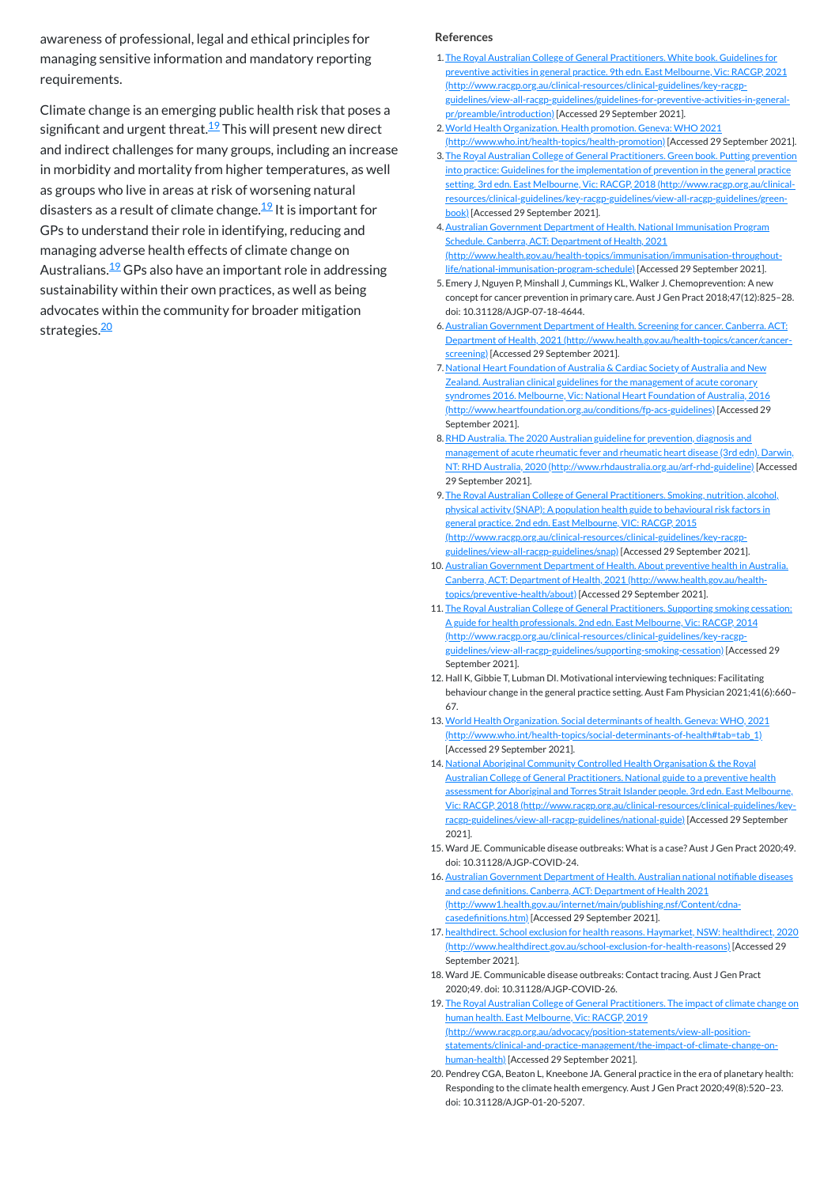awareness of professional, legal and ethical principles for managing sensitive information and mandatory reporting requirements.

Climate change is an emerging public health risk that poses a significant and urgent threat.[19] This will present new direct and indirect challenges for many groups, including an increase in morbidity and mortality from higher temperatures, as well as groups who live in areas at risk of worsening natural disasters as a result of climate change.[19] It is important for GPs to understand their role in identifying, reducing and managing adverse health effects of climate change on Australians.[19] GPs also have an important role in addressing sustainability within their own practices, as well as being advocates within the community for broader mitigation strategies.[20]

## References

1. The Royal Australian College of General Practitioners. White book. Guidelines for preventive activities in general practice. 9th edn. East Melbourne, Vic: RACGP, 2021 (http://www.racgp.org.au/clinical-resources/clinical-guidelines/key-racgp-guidelines/view-all-racgp-guidelines/guidelines-for-preventive-activities-in-general-pr/preamble/introduction) [Accessed 29 September 2021].
2. World Health Organization. Health promotion. Geneva: WHO 2021 (http://www.who.int/health-topics/health-promotion) [Accessed 29 September 2021].
3. The Royal Australian College of General Practitioners. Green book. Putting prevention into practice: Guidelines for the implementation of prevention in the general practice setting. 3rd edn. East Melbourne, Vic: RACGP, 2018 (http://www.racgp.org.au/clinical-resources/clinical-guidelines/key-racgp-guidelines/view-all-racgp-guidelines/green-book) [Accessed 29 September 2021].
4. Australian Government Department of Health. National Immunisation Program Schedule. Canberra, ACT: Department of Health, 2021 (http://www.health.gov.au/health-topics/immunisation/immunisation-throughout-life/national-immunisation-program-schedule) [Accessed 29 September 2021].
5. Emery J, Nguyen P, Minshall J, Cummings KL, Walker J. Chemoprevention: A new concept for cancer prevention in primary care. Aust J Gen Pract 2018;47(12):825–28. doi: 10.31128/AJGP-07-18-4644.
6. Australian Government Department of Health. Screening for cancer. Canberra, ACT: Department of Health, 2021 (http://www.health.gov.au/health-topics/cancer/cancer-screening) [Accessed 29 September 2021].
7. National Heart Foundation of Australia & Cardiac Society of Australia and New Zealand. Australian clinical guidelines for the management of acute coronary syndromes 2016. Melbourne, Vic: National Heart Foundation of Australia, 2016 (http://www.heartfoundation.org.au/conditions/fp-acs-guidelines) [Accessed 29 September 2021].
8. RHD Australia. The 2020 Australian guideline for prevention, diagnosis and management of acute rheumatic fever and rheumatic heart disease (3rd edn). Darwin, NT: RHD Australia, 2020 (http://www.rhdaustralia.org.au/arf-rhd-guideline) [Accessed 29 September 2021].
9. The Royal Australian College of General Practitioners. Smoking, nutrition, alcohol, physical activity (SNAP): A population health guide to behavioural risk factors in general practice. 2nd edn. East Melbourne, VIC: RACGP, 2015 (http://www.racgp.org.au/clinical-resources/clinical-guidelines/key-racgp-guidelines/view-all-racgp-guidelines/snap) [Accessed 29 September 2021].
10. Australian Government Department of Health. About preventive health in Australia. Canberra, ACT: Department of Health, 2021 (http://www.health.gov.au/health-topics/preventive-health/about) [Accessed 29 September 2021].
11. The Royal Australian College of General Practitioners. Supporting smoking cessation: A guide for health professionals. 2nd edn. East Melbourne, Vic: RACGP, 2014 (http://www.racgp.org.au/clinical-resources/clinical-guidelines/key-racgp-guidelines/view-all-racgp-guidelines/supporting-smoking-cessation) [Accessed 29 September 2021].
12. Hall K, Gibbie T, Lubman DI. Motivational interviewing techniques: Facilitating behaviour change in the general practice setting. Aust Fam Physician 2021;41(6):660–67.
13. World Health Organization. Social determinants of health. Geneva: WHO, 2021 (http://www.who.int/health-topics/social-determinants-of-health#tab=tab_1) [Accessed 29 September 2021].
14. National Aboriginal Community Controlled Health Organisation & the Royal Australian College of General Practitioners. National guide to a preventive health assessment for Aboriginal and Torres Strait Islander people. 3rd edn. East Melbourne, Vic: RACGP, 2018 (http://www.racgp.org.au/clinical-resources/clinical-guidelines/key-racgp-guidelines/view-all-racgp-guidelines/national-guide) [Accessed 29 September 2021].
15. Ward JE. Communicable disease outbreaks: What is a case? Aust J Gen Pract 2020;49. doi: 10.31128/AJGP-COVID-24.
16. Australian Government Department of Health. Australian national notifiable diseases and case definitions. Canberra, ACT: Department of Health 2021 (http://www1.health.gov.au/internet/main/publishing.nsf/Content/cdna-casedefinitions.htm) [Accessed 29 September 2021].
17. healthdirect. School exclusion for health reasons. Haymarket, NSW: healthdirect, 2020 (http://www.healthdirect.gov.au/school-exclusion-for-health-reasons) [Accessed 29 September 2021].
18. Ward JE. Communicable disease outbreaks: Contact tracing. Aust J Gen Pract 2020;49. doi: 10.31128/AJGP-COVID-26.
19. The Royal Australian College of General Practitioners. The impact of climate change on human health. East Melbourne, Vic: RACGP, 2019 (http://www.racgp.org.au/advocacy/position-statements/view-all-position-statements/clinical-and-practice-management/the-impact-of-climate-change-on-human-health) [Accessed 29 September 2021].
20. Pendrey CGA, Beaton L, Kneebone JA. General practice in the era of planetary health: Responding to the climate health emergency. Aust J Gen Pract 2020;49(8):520–23. doi: 10.31128/AJGP-01-20-5207.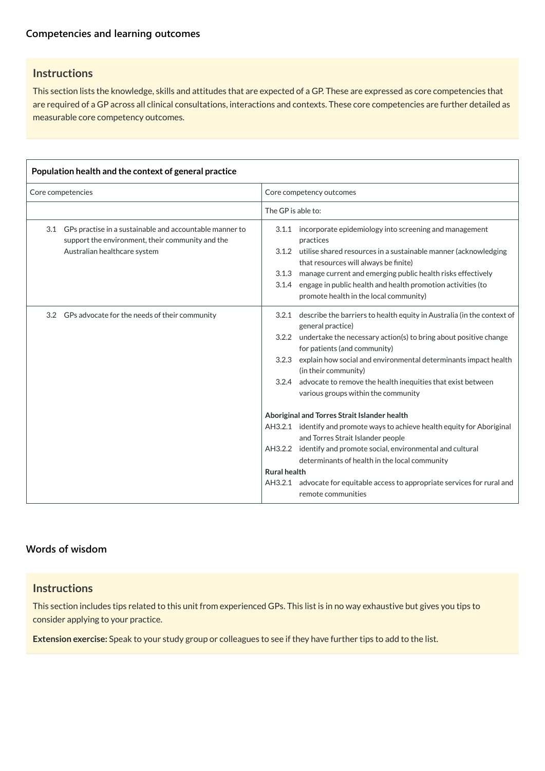## Competencies and learning outcomes

### Instructions

This section lists the knowledge, skills and attitudes that are expected of a GP. These are expressed as core competencies that are required of a GP across all clinical consultations, interactions and contexts. These core competencies are further detailed as measurable core competency outcomes.

| **Population health and the context of general practice** | |
|---|---|
| Core competencies | Core competency outcomes |
| | The GP is able to: |
| 3.1 GPs practise in a sustainable and accountable manner to support the environment, their community and the Australian healthcare system | 3.1.1 incorporate epidemiology into screening and management practices<br>3.1.2 utilise shared resources in a sustainable manner (acknowledging that resources will always be finite)<br>3.1.3 manage current and emerging public health risks effectively<br>3.1.4 engage in public health and health promotion activities (to promote health in the local community) |
| 3.2 GPs advocate for the needs of their community | 3.2.1 describe the barriers to health equity in Australia (in the context of general practice)<br>3.2.2 undertake the necessary action(s) to bring about positive change for patients (and community)<br>3.2.3 explain how social and environmental determinants impact health (in their community)<br>3.2.4 advocate to remove the health inequities that exist between various groups within the community<br><br>**Aboriginal and Torres Strait Islander health**<br>AH3.2.1 identify and promote ways to achieve health equity for Aboriginal and Torres Strait Islander people<br>AH3.2.2 identify and promote social, environmental and cultural determinants of health in the local community<br>**Rural health**<br>AH3.2.1 advocate for equitable access to appropriate services for rural and remote communities |

## Words of wisdom

### Instructions

This section includes tips related to this unit from experienced GPs. This list is in no way exhaustive but gives you tips to consider applying to your practice.

**Extension exercise:** Speak to your study group or colleagues to see if they have further tips to add to the list.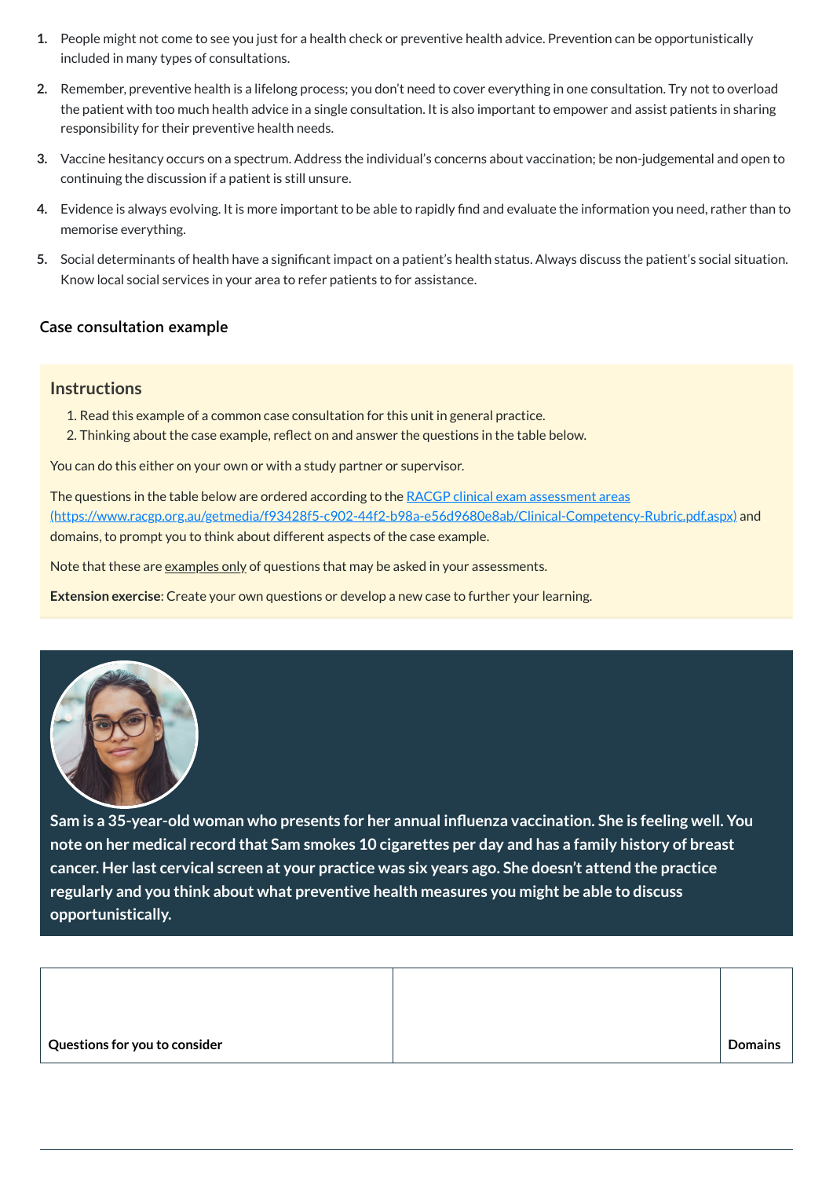1. People might not come to see you just for a health check or preventive health advice. Prevention can be opportunistically included in many types of consultations.
2. Remember, preventive health is a lifelong process; you don't need to cover everything in one consultation. Try not to overload the patient with too much health advice in a single consultation. It is also important to empower and assist patients in sharing responsibility for their preventive health needs.
3. Vaccine hesitancy occurs on a spectrum. Address the individual's concerns about vaccination; be non-judgemental and open to continuing the discussion if a patient is still unsure.
4. Evidence is always evolving. It is more important to be able to rapidly find and evaluate the information you need, rather than to memorise everything.
5. Social determinants of health have a significant impact on a patient's health status. Always discuss the patient's social situation. Know local social services in your area to refer patients to for assistance.

### Case consultation example

#### Instructions

1. Read this example of a common case consultation for this unit in general practice.
2. Thinking about the case example, reflect on and answer the questions in the table below.

You can do this either on your own or with a study partner or supervisor.

The questions in the table below are ordered according to the [RACGP clinical exam assessment areas (https://www.racgp.org.au/getmedia/f93428f5-c902-44f2-b98a-e56d9680e8ab/Clinical-Competency-Rubric.pdf.aspx)](https://www.racgp.org.au/getmedia/f93428f5-c902-44f2-b98a-e56d9680e8ab/Clinical-Competency-Rubric.pdf.aspx) and domains, to prompt you to think about different aspects of the case example.

Note that these are examples only of questions that may be asked in your assessments.

**Extension exercise**: Create your own questions or develop a new case to further your learning.

**Sam is a 35-year-old woman who presents for her annual influenza vaccination. She is feeling well. You note on her medical record that Sam smokes 10 cigarettes per day and has a family history of breast cancer. Her last cervical screen at your practice was six years ago. She doesn't attend the practice regularly and you think about what preventive health measures you might be able to discuss opportunistically.**

| Questions for you to consider | | Domains |
| --- | --- | --- |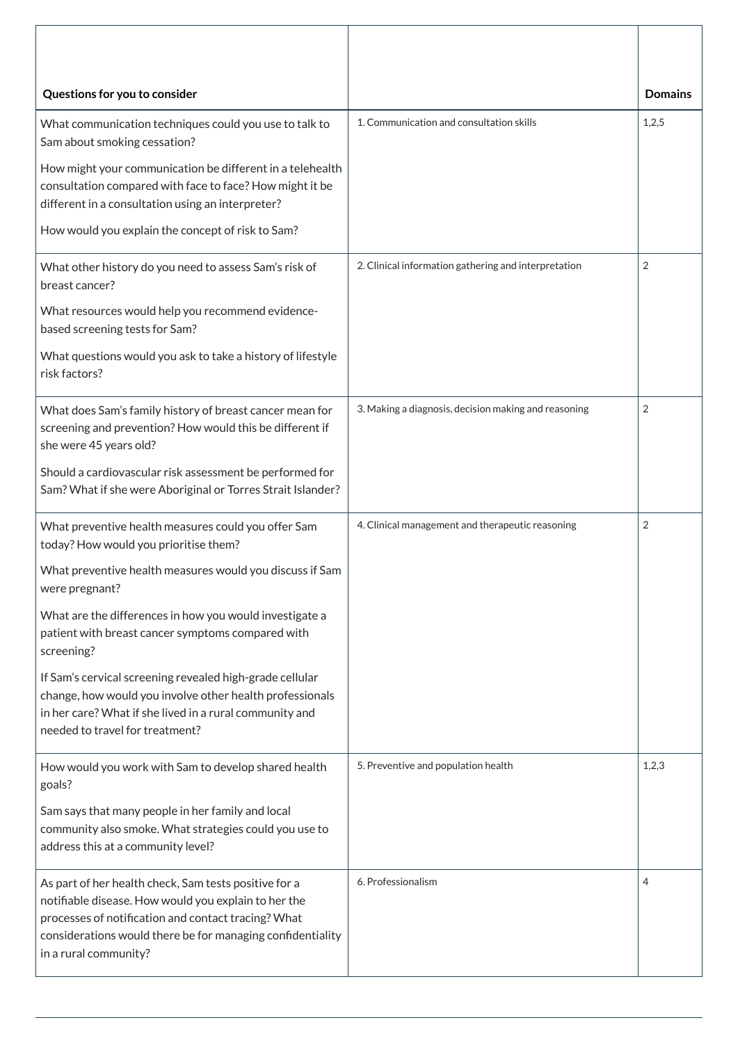| Questions for you to consider | | Domains |
|---|---|---|
| What communication techniques could you use to talk to Sam about smoking cessation?<br><br>How might your communication be different in a telehealth consultation compared with face to face? How might it be different in a consultation using an interpreter?<br><br>How would you explain the concept of risk to Sam? | 1. Communication and consultation skills | 1,2,5 |
| What other history do you need to assess Sam's risk of breast cancer?<br><br>What resources would help you recommend evidence-based screening tests for Sam?<br><br>What questions would you ask to take a history of lifestyle risk factors? | 2. Clinical information gathering and interpretation | 2 |
| What does Sam's family history of breast cancer mean for screening and prevention? How would this be different if she were 45 years old?<br><br>Should a cardiovascular risk assessment be performed for Sam? What if she were Aboriginal or Torres Strait Islander? | 3. Making a diagnosis, decision making and reasoning | 2 |
| What preventive health measures could you offer Sam today? How would you prioritise them?<br><br>What preventive health measures would you discuss if Sam were pregnant?<br><br>What are the differences in how you would investigate a patient with breast cancer symptoms compared with screening?<br><br>If Sam's cervical screening revealed high-grade cellular change, how would you involve other health professionals in her care? What if she lived in a rural community and needed to travel for treatment? | 4. Clinical management and therapeutic reasoning | 2 |
| How would you work with Sam to develop shared health goals?<br><br>Sam says that many people in her family and local community also smoke. What strategies could you use to address this at a community level? | 5. Preventive and population health | 1,2,3 |
| As part of her health check, Sam tests positive for a notifiable disease. How would you explain to her the processes of notification and contact tracing? What considerations would there be for managing confidentiality in a rural community? | 6. Professionalism | 4 |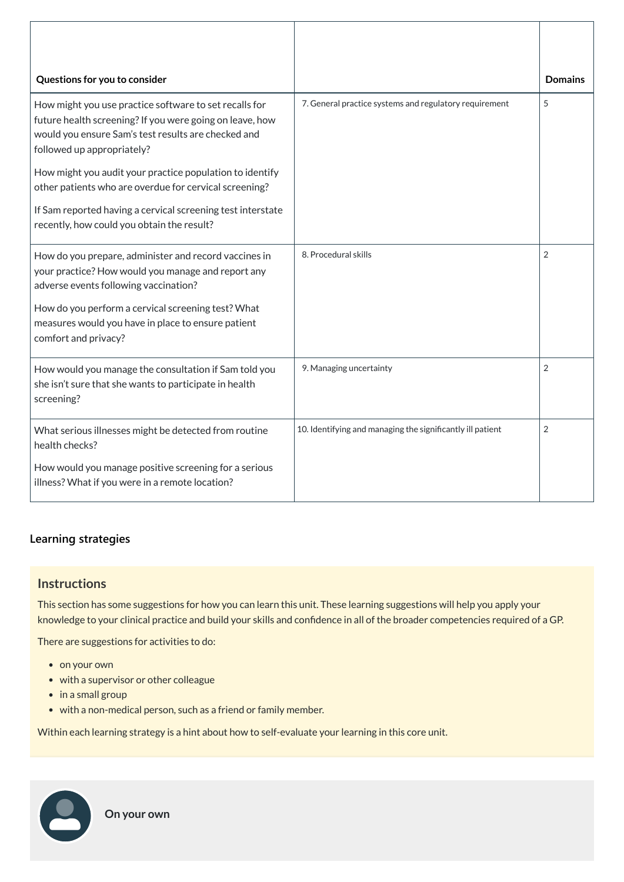| Questions for you to consider | | Domains |
|---|---|---|
| How might you use practice software to set recalls for future health screening? If you were going on leave, how would you ensure Sam's test results are checked and followed up appropriately?<br><br>How might you audit your practice population to identify other patients who are overdue for cervical screening?<br><br>If Sam reported having a cervical screening test interstate recently, how could you obtain the result? | 7. General practice systems and regulatory requirement | 5 |
| How do you prepare, administer and record vaccines in your practice? How would you manage and report any adverse events following vaccination?<br><br>How do you perform a cervical screening test? What measures would you have in place to ensure patient comfort and privacy? | 8. Procedural skills | 2 |
| How would you manage the consultation if Sam told you she isn't sure that she wants to participate in health screening? | 9. Managing uncertainty | 2 |
| What serious illnesses might be detected from routine health checks?<br><br>How would you manage positive screening for a serious illness? What if you were in a remote location? | 10. Identifying and managing the significantly ill patient | 2 |

### Learning strategies

#### Instructions

This section has some suggestions for how you can learn this unit. These learning suggestions will help you apply your knowledge to your clinical practice and build your skills and confidence in all of the broader competencies required of a GP.

There are suggestions for activities to do:

- on your own
- with a supervisor or other colleague
- in a small group
- with a non-medical person, such as a friend or family member.

Within each learning strategy is a hint about how to self-evaluate your learning in this core unit.

#### On your own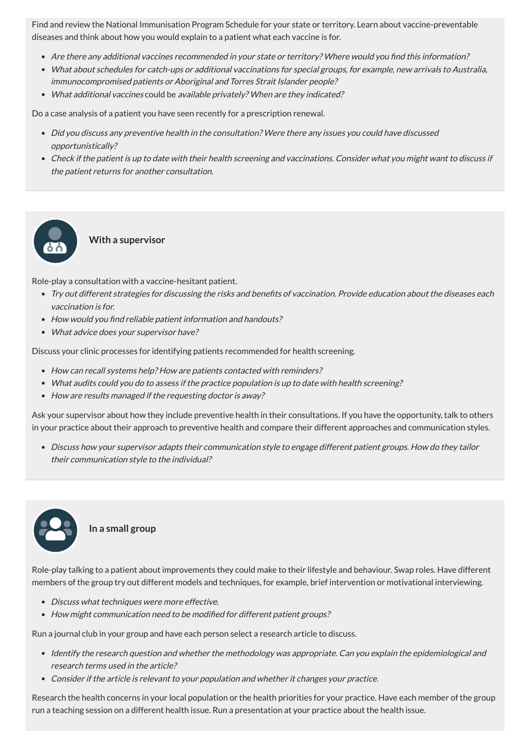Find and review the National Immunisation Program Schedule for your state or territory. Learn about vaccine-preventable diseases and think about how you would explain to a patient what each vaccine is for.

- *Are there any additional vaccines recommended in your state or territory? Where would you find this information?*
- *What about schedules for catch-ups or additional vaccinations for special groups, for example, new arrivals to Australia, immunocompromised patients or Aboriginal and Torres Strait Islander people?*
- *What additional vaccines* could be *available privately? When are they indicated?*

Do a case analysis of a patient you have seen recently for a prescription renewal.

- *Did you discuss any preventive health in the consultation? Were there any issues you could have discussed opportunistically?*
- *Check if the patient is up to date with their health screening and vaccinations. Consider what you might want to discuss if the patient returns for another consultation.*

### With a supervisor

Role-play a consultation with a vaccine-hesitant patient.

- *Try out different strategies for discussing the risks and benefits of vaccination. Provide education about the diseases each vaccination is for.*
- *How would you find reliable patient information and handouts?*
- *What advice does your supervisor have?*

Discuss your clinic processes for identifying patients recommended for health screening.

- *How can recall systems help? How are patients contacted with reminders?*
- *What audits could you do to assess if the practice population is up to date with health screening?*
- *How are results managed if the requesting doctor is away?*

Ask your supervisor about how they include preventive health in their consultations. If you have the opportunity, talk to others in your practice about their approach to preventive health and compare their different approaches and communication styles.

- *Discuss how your supervisor adapts their communication style to engage different patient groups. How do they tailor their communication style to the individual?*

### In a small group

Role-play talking to a patient about improvements they could make to their lifestyle and behaviour. Swap roles. Have different members of the group try out different models and techniques, for example, brief intervention or motivational interviewing.

- *Discuss what techniques were more effective.*
- *How might communication need to be modified for different patient groups?*

Run a journal club in your group and have each person select a research article to discuss.

- *Identify the research question and whether the methodology was appropriate. Can you explain the epidemiological and research terms used in the article?*
- *Consider if the article is relevant to your population and whether it changes your practice.*

Research the health concerns in your local population or the health priorities for your practice. Have each member of the group run a teaching session on a different health issue. Run a presentation at your practice about the health issue.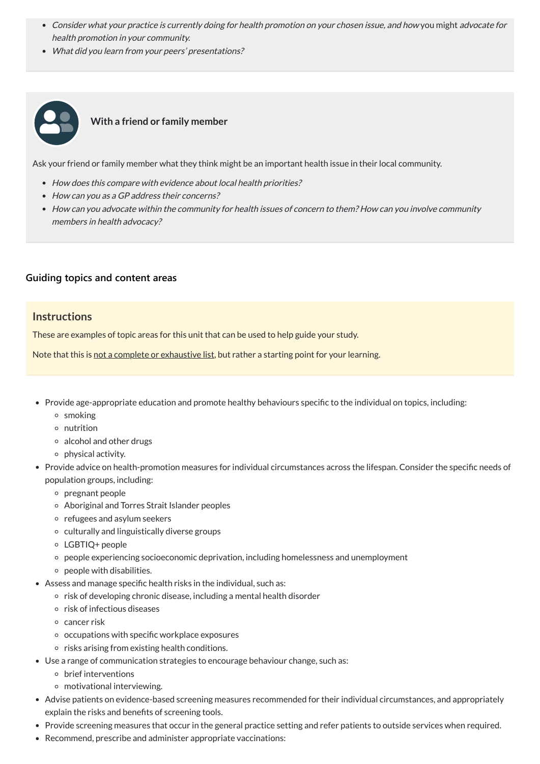- *Consider what your practice is currently doing for health promotion on your chosen issue, and how* you might *advocate for health promotion in your community.*
- *What did you learn from your peers' presentations?*

**With a friend or family member**

Ask your friend or family member what they think might be an important health issue in their local community.

- *How does this compare with evidence about local health priorities?*
- *How can you as a GP address their concerns?*
- *How can you advocate within the community for health issues of concern to them? How can you involve community members in health advocacy?*

### Guiding topics and content areas

#### Instructions

These are examples of topic areas for this unit that can be used to help guide your study.

Note that this is not a complete or exhaustive list, but rather a starting point for your learning.

- Provide age-appropriate education and promote healthy behaviours specific to the individual on topics, including:
  - smoking
  - nutrition
  - alcohol and other drugs
  - physical activity.
- Provide advice on health-promotion measures for individual circumstances across the lifespan. Consider the specific needs of population groups, including:
  - pregnant people
  - Aboriginal and Torres Strait Islander peoples
  - refugees and asylum seekers
  - culturally and linguistically diverse groups
  - LGBTIQ+ people
  - people experiencing socioeconomic deprivation, including homelessness and unemployment
  - people with disabilities.
- Assess and manage specific health risks in the individual, such as:
  - risk of developing chronic disease, including a mental health disorder
  - risk of infectious diseases
  - cancer risk
  - occupations with specific workplace exposures
  - risks arising from existing health conditions.
- Use a range of communication strategies to encourage behaviour change, such as:
  - brief interventions
  - motivational interviewing.
- Advise patients on evidence-based screening measures recommended for their individual circumstances, and appropriately explain the risks and benefits of screening tools.
- Provide screening measures that occur in the general practice setting and refer patients to outside services when required.
- Recommend, prescribe and administer appropriate vaccinations: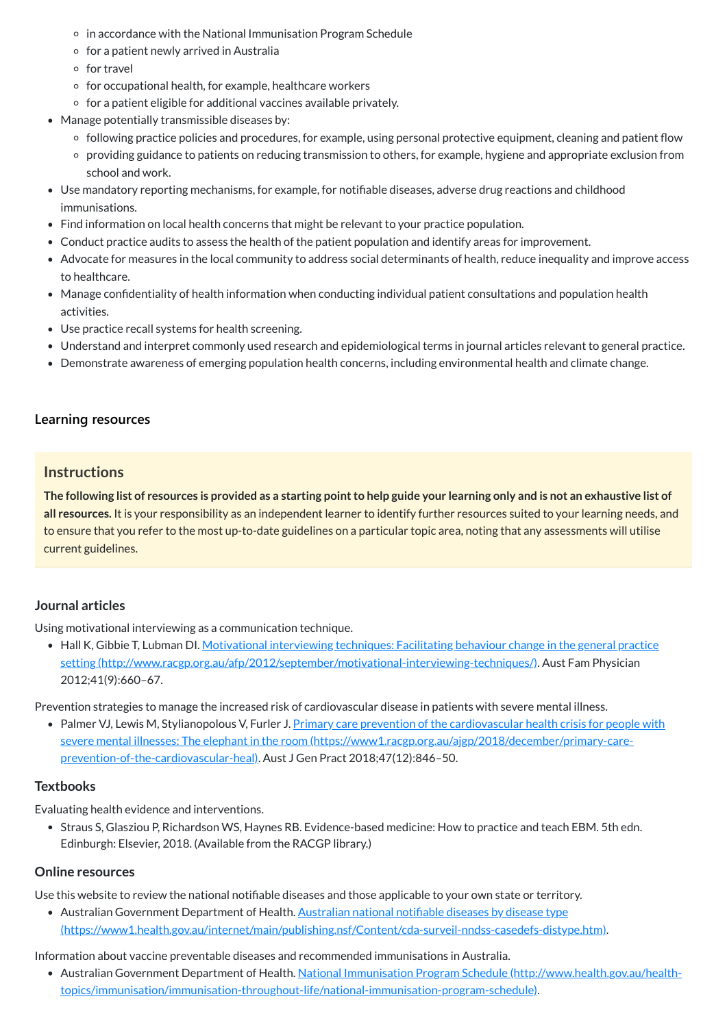- in accordance with the National Immunisation Program Schedule
    - for a patient newly arrived in Australia
    - for travel
    - for occupational health, for example, healthcare workers
    - for a patient eligible for additional vaccines available privately.
- Manage potentially transmissible diseases by:
    - following practice policies and procedures, for example, using personal protective equipment, cleaning and patient flow
    - providing guidance to patients on reducing transmission to others, for example, hygiene and appropriate exclusion from school and work.
- Use mandatory reporting mechanisms, for example, for notifiable diseases, adverse drug reactions and childhood immunisations.
- Find information on local health concerns that might be relevant to your practice population.
- Conduct practice audits to assess the health of the patient population and identify areas for improvement.
- Advocate for measures in the local community to address social determinants of health, reduce inequality and improve access to healthcare.
- Manage confidentiality of health information when conducting individual patient consultations and population health activities.
- Use practice recall systems for health screening.
- Understand and interpret commonly used research and epidemiological terms in journal articles relevant to general practice.
- Demonstrate awareness of emerging population health concerns, including environmental health and climate change.

### Learning resources

#### Instructions

**The following list of resources is provided as a starting point to help guide your learning only and is not an exhaustive list of all resources.** It is your responsibility as an independent learner to identify further resources suited to your learning needs, and to ensure that you refer to the most up-to-date guidelines on a particular topic area, noting that any assessments will utilise current guidelines.

#### Journal articles

Using motivational interviewing as a communication technique.

- Hall K, Gibbie T, Lubman DI. [Motivational interviewing techniques: Facilitating behaviour change in the general practice setting (http://www.racgp.org.au/afp/2012/september/motivational-interviewing-techniques/)](http://www.racgp.org.au/afp/2012/september/motivational-interviewing-techniques/). Aust Fam Physician 2012;41(9):660–67.

Prevention strategies to manage the increased risk of cardiovascular disease in patients with severe mental illness.

- Palmer VJ, Lewis M, Stylianopolous V, Furler J. [Primary care prevention of the cardiovascular health crisis for people with severe mental illnesses: The elephant in the room (https://www1.racgp.org.au/ajgp/2018/december/primary-care-prevention-of-the-cardiovascular-heal)](https://www1.racgp.org.au/ajgp/2018/december/primary-care-prevention-of-the-cardiovascular-heal). Aust J Gen Pract 2018;47(12):846–50.

#### Textbooks

Evaluating health evidence and interventions.

- Straus S, Glasziou P, Richardson WS, Haynes RB. Evidence-based medicine: How to practice and teach EBM. 5th edn. Edinburgh: Elsevier, 2018. (Available from the RACGP library.)

#### Online resources

Use this website to review the national notifiable diseases and those applicable to your own state or territory.

- Australian Government Department of Health. [Australian national notifiable diseases by disease type (https://www1.health.gov.au/internet/main/publishing.nsf/Content/cda-surveil-nndss-casedefs-distype.htm)](https://www1.health.gov.au/internet/main/publishing.nsf/Content/cda-surveil-nndss-casedefs-distype.htm).

Information about vaccine preventable diseases and recommended immunisations in Australia.

- Australian Government Department of Health. [National Immunisation Program Schedule (http://www.health.gov.au/health-topics/immunisation/immunisation-throughout-life/national-immunisation-program-schedule)](http://www.health.gov.au/health-topics/immunisation/immunisation-throughout-life/national-immunisation-program-schedule).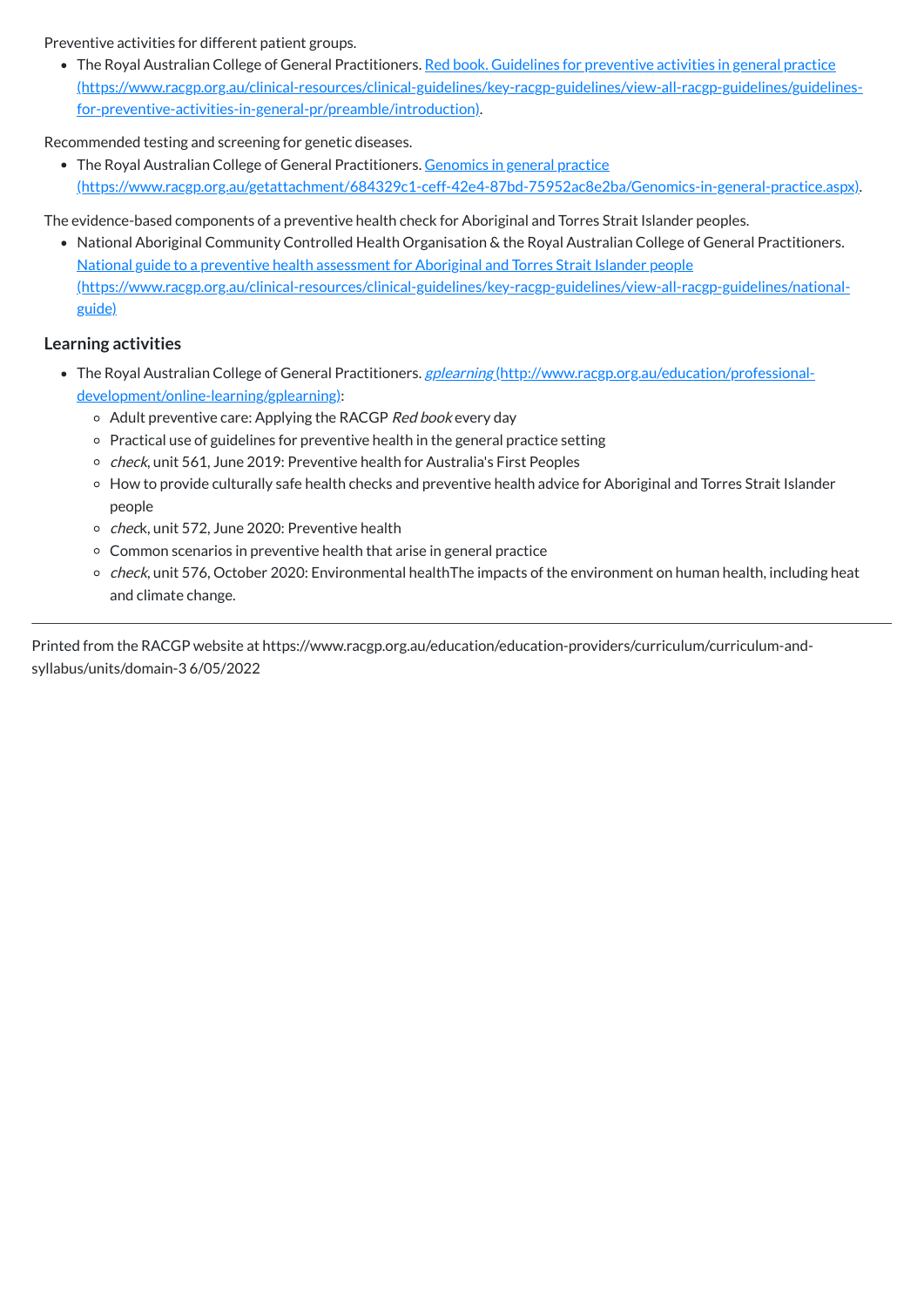Preventive activities for different patient groups.

- The Royal Australian College of General Practitioners. [Red book. Guidelines for preventive activities in general practice (https://www.racgp.org.au/clinical-resources/clinical-guidelines/key-racgp-guidelines/view-all-racgp-guidelines/guidelines-for-preventive-activities-in-general-pr/preamble/introduction)](https://www.racgp.org.au/clinical-resources/clinical-guidelines/key-racgp-guidelines/view-all-racgp-guidelines/guidelines-for-preventive-activities-in-general-pr/preamble/introduction).

Recommended testing and screening for genetic diseases.

- The Royal Australian College of General Practitioners. [Genomics in general practice (https://www.racgp.org.au/getattachment/684329c1-ceff-42e4-87bd-75952ac8e2ba/Genomics-in-general-practice.aspx)](https://www.racgp.org.au/getattachment/684329c1-ceff-42e4-87bd-75952ac8e2ba/Genomics-in-general-practice.aspx).

The evidence-based components of a preventive health check for Aboriginal and Torres Strait Islander peoples.

- National Aboriginal Community Controlled Health Organisation & the Royal Australian College of General Practitioners. [National guide to a preventive health assessment for Aboriginal and Torres Strait Islander people (https://www.racgp.org.au/clinical-resources/clinical-guidelines/key-racgp-guidelines/view-all-racgp-guidelines/national-guide)](https://www.racgp.org.au/clinical-resources/clinical-guidelines/key-racgp-guidelines/view-all-racgp-guidelines/national-guide)

### Learning activities

- The Royal Australian College of General Practitioners. [*gplearning* (http://www.racgp.org.au/education/professional-development/online-learning/gplearning)](http://www.racgp.org.au/education/professional-development/online-learning/gplearning):
  - Adult preventive care: Applying the RACGP *Red book* every day
  - Practical use of guidelines for preventive health in the general practice setting
  - *check*, unit 561, June 2019: Preventive health for Australia's First Peoples
  - How to provide culturally safe health checks and preventive health advice for Aboriginal and Torres Strait Islander people
  - *check*, unit 572, June 2020: Preventive health
  - Common scenarios in preventive health that arise in general practice
  - *check*, unit 576, October 2020: Environmental healthThe impacts of the environment on human health, including heat and climate change.

---

Printed from the RACGP website at https://www.racgp.org.au/education/education-providers/curriculum/curriculum-and-syllabus/units/domain-3 6/05/2022